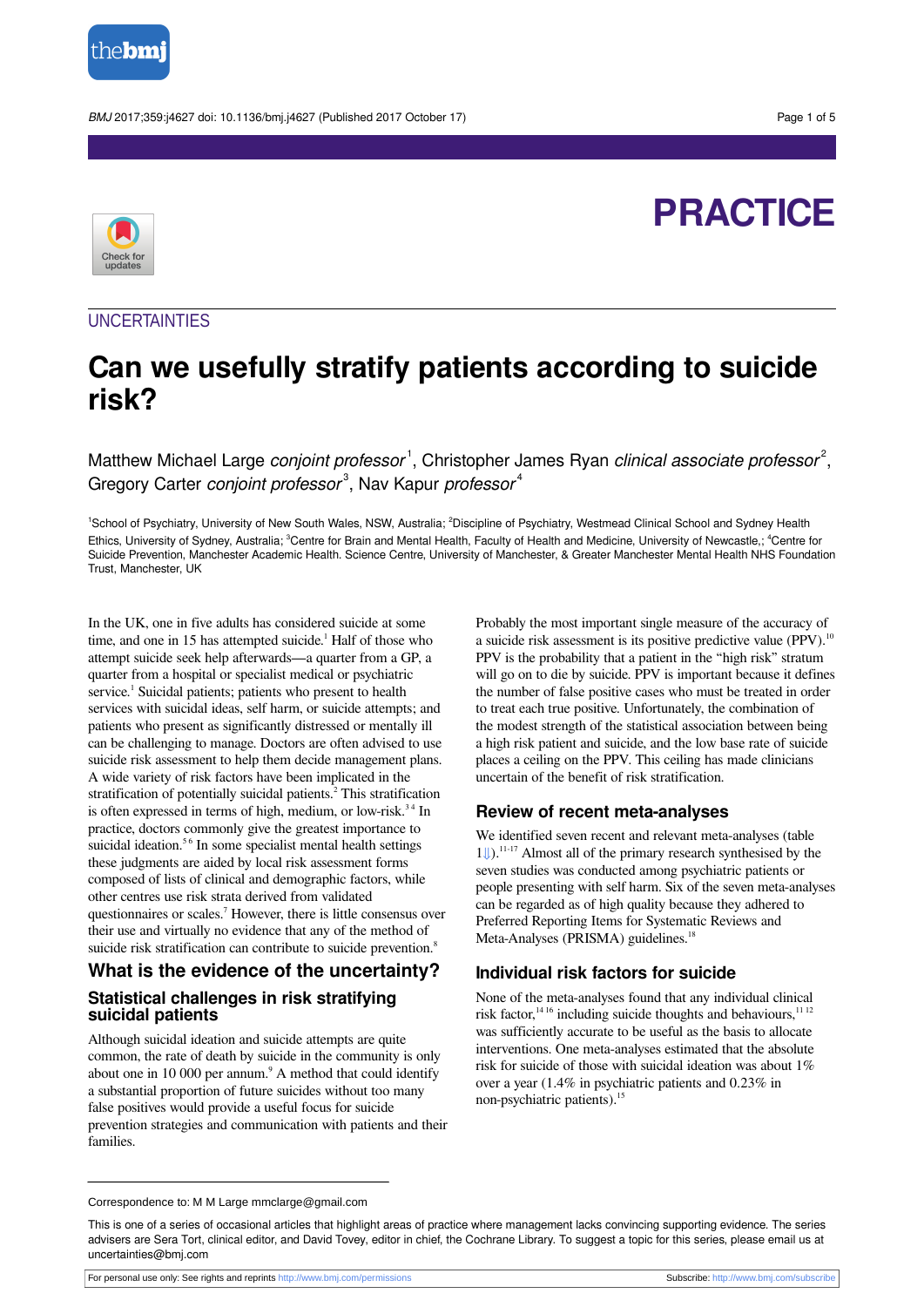# PRACTICE

UNCERTAINTIES

# Can we usefully stratify patients according to suicide risk?

Matthew Michael Large *conjoint professor*[1], Christopher James Ryan *clinical associate professor*[2], Gregory Carter *conjoint professor*[3], Nav Kapur *professor*[4]

[1]School of Psychiatry, University of New South Wales, NSW, Australia; [2]Discipline of Psychiatry, Westmead Clinical School and Sydney Health Ethics, University of Sydney, Australia; [3]Centre for Brain and Mental Health, Faculty of Health and Medicine, University of Newcastle,; [4]Centre for Suicide Prevention, Manchester Academic Health. Science Centre, University of Manchester, & Greater Manchester Mental Health NHS Foundation Trust, Manchester, UK

In the UK, one in five adults has considered suicide at some time, and one in 15 has attempted suicide.[1] Half of those who attempt suicide seek help afterwards—a quarter from a GP, a quarter from a hospital or specialist medical or psychiatric service.[1] Suicidal patients; patients who present to health services with suicidal ideas, self harm, or suicide attempts; and patients who present as significantly distressed or mentally ill can be challenging to manage. Doctors are often advised to use suicide risk assessment to help them decide management plans. A wide variety of risk factors have been implicated in the stratification of potentially suicidal patients.[2] This stratification is often expressed in terms of high, medium, or low-risk.[3,4] In practice, doctors commonly give the greatest importance to suicidal ideation.[5,6] In some specialist mental health settings these judgments are aided by local risk assessment forms composed of lists of clinical and demographic factors, while other centres use risk strata derived from validated questionnaires or scales.[7] However, there is little consensus over their use and virtually no evidence that any of the method of suicide risk stratification can contribute to suicide prevention.[8]

## What is the evidence of the uncertainty?

### Statistical challenges in risk stratifying suicidal patients

Although suicidal ideation and suicide attempts are quite common, the rate of death by suicide in the community is only about one in 10 000 per annum.[9] A method that could identify a substantial proportion of future suicides without too many false positives would provide a useful focus for suicide prevention strategies and communication with patients and their families.

Probably the most important single measure of the accuracy of a suicide risk assessment is its positive predictive value (PPV).[10] PPV is the probability that a patient in the "high risk" stratum will go on to die by suicide. PPV is important because it defines the number of false positive cases who must be treated in order to treat each true positive. Unfortunately, the combination of the modest strength of the statistical association between being a high risk patient and suicide, and the low base rate of suicide places a ceiling on the PPV. This ceiling has made clinicians uncertain of the benefit of risk stratification.

### Review of recent meta-analyses

We identified seven recent and relevant meta-analyses (table 1⇓).[11-17] Almost all of the primary research synthesised by the seven studies was conducted among psychiatric patients or people presenting with self harm. Six of the seven meta-analyses can be regarded as of high quality because they adhered to Preferred Reporting Items for Systematic Reviews and Meta-Analyses (PRISMA) guidelines.[18]

### Individual risk factors for suicide

None of the meta-analyses found that any individual clinical risk factor,[14,16] including suicide thoughts and behaviours,[11,12] was sufficiently accurate to be useful as the basis to allocate interventions. One meta-analyses estimated that the absolute risk for suicide of those with suicidal ideation was about 1% over a year (1.4% in psychiatric patients and 0.23% in non-psychiatric patients).[15]

Correspondence to: M M Large mmclarge@gmail.com

This is one of a series of occasional articles that highlight areas of practice where management lacks convincing supporting evidence. The series advisers are Sera Tort, clinical editor, and David Tovey, editor in chief, the Cochrane Library. To suggest a topic for this series, please email us at uncertainties@bmj.com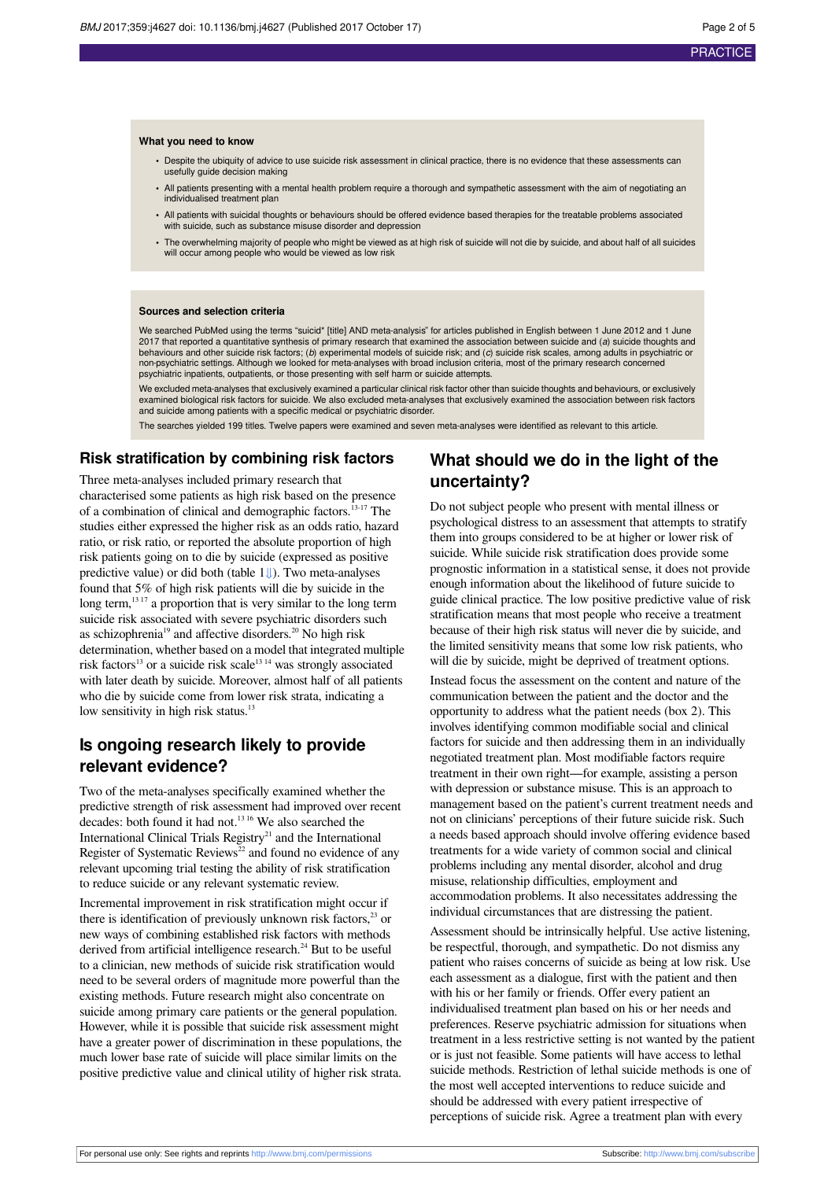**What you need to know**

- Despite the ubiquity of advice to use suicide risk assessment in clinical practice, there is no evidence that these assessments can usefully guide decision making
- All patients presenting with a mental health problem require a thorough and sympathetic assessment with the aim of negotiating an individualised treatment plan
- All patients with suicidal thoughts or behaviours should be offered evidence based therapies for the treatable problems associated with suicide, such as substance misuse disorder and depression
- The overwhelming majority of people who might be viewed as at high risk of suicide will not die by suicide, and about half of all suicides will occur among people who would be viewed as low risk

**Sources and selection criteria**

We searched PubMed using the terms "suicid* [title] AND meta-analysis" for articles published in English between 1 June 2012 and 1 June 2017 that reported a quantitative synthesis of primary research that examined the association between suicide and (*a*) suicide thoughts and behaviours and other suicide risk factors; (*b*) experimental models of suicide risk; and (*c*) suicide risk scales, among adults in psychiatric or non-psychiatric settings. Although we looked for meta-analyses with broad inclusion criteria, most of the primary research concerned psychiatric inpatients, outpatients, or those presenting with self harm or suicide attempts.

We excluded meta-analyses that exclusively examined a particular clinical risk factor other than suicide thoughts and behaviours, or exclusively examined biological risk factors for suicide. We also excluded meta-analyses that exclusively examined the association between risk factors and suicide among patients with a specific medical or psychiatric disorder.

The searches yielded 199 titles. Twelve papers were examined and seven meta-analyses were identified as relevant to this article.

## Risk stratification by combining risk factors

Three meta-analyses included primary research that characterised some patients as high risk based on the presence of a combination of clinical and demographic factors.[13-17] The studies either expressed the higher risk as an odds ratio, hazard ratio, or risk ratio, or reported the absolute proportion of high risk patients going on to die by suicide (expressed as positive predictive value) or did both (table 1). Two meta-analyses found that 5% of high risk patients will die by suicide in the long term,[13,17] a proportion that is very similar to the long term suicide risk associated with severe psychiatric disorders such as schizophrenia[19] and affective disorders.[20] No high risk determination, whether based on a model that integrated multiple risk factors[13] or a suicide risk scale[13,14] was strongly associated with later death by suicide. Moreover, almost half of all patients who die by suicide come from lower risk strata, indicating a low sensitivity in high risk status.[13]

## Is ongoing research likely to provide relevant evidence?

Two of the meta-analyses specifically examined whether the predictive strength of risk assessment had improved over recent decades: both found it had not.[13,16] We also searched the International Clinical Trials Registry[21] and the International Register of Systematic Reviews[22] and found no evidence of any relevant upcoming trial testing the ability of risk stratification to reduce suicide or any relevant systematic review.

Incremental improvement in risk stratification might occur if there is identification of previously unknown risk factors,[23] or new ways of combining established risk factors with methods derived from artificial intelligence research.[24] But to be useful to a clinician, new methods of suicide risk stratification would need to be several orders of magnitude more powerful than the existing methods. Future research might also concentrate on suicide among primary care patients or the general population. However, while it is possible that suicide risk assessment might have a greater power of discrimination in these populations, the much lower base rate of suicide will place similar limits on the positive predictive value and clinical utility of higher risk strata.

## What should we do in the light of the uncertainty?

Do not subject people who present with mental illness or psychological distress to an assessment that attempts to stratify them into groups considered to be at higher or lower risk of suicide. While suicide risk stratification does provide some prognostic information in a statistical sense, it does not provide enough information about the likelihood of future suicide to guide clinical practice. The low positive predictive value of risk stratification means that most people who receive a treatment because of their high risk status will never die by suicide, and the limited sensitivity means that some low risk patients, who will die by suicide, might be deprived of treatment options.

Instead focus the assessment on the content and nature of the communication between the patient and the doctor and the opportunity to address what the patient needs (box 2). This involves identifying common modifiable social and clinical factors for suicide and then addressing them in an individually negotiated treatment plan. Most modifiable factors require treatment in their own right—for example, assisting a person with depression or substance misuse. This is an approach to management based on the patient's current treatment needs and not on clinicians' perceptions of their future suicide risk. Such a needs based approach should involve offering evidence based treatments for a wide variety of common social and clinical problems including any mental disorder, alcohol and drug misuse, relationship difficulties, employment and accommodation problems. It also necessitates addressing the individual circumstances that are distressing the patient.

Assessment should be intrinsically helpful. Use active listening, be respectful, thorough, and sympathetic. Do not dismiss any patient who raises concerns of suicide as being at low risk. Use each assessment as a dialogue, first with the patient and then with his or her family or friends. Offer every patient an individualised treatment plan based on his or her needs and preferences. Reserve psychiatric admission for situations when treatment in a less restrictive setting is not wanted by the patient or is just not feasible. Some patients will have access to lethal suicide methods. Restriction of lethal suicide methods is one of the most well accepted interventions to reduce suicide and should be addressed with every patient irrespective of perceptions of suicide risk. Agree a treatment plan with every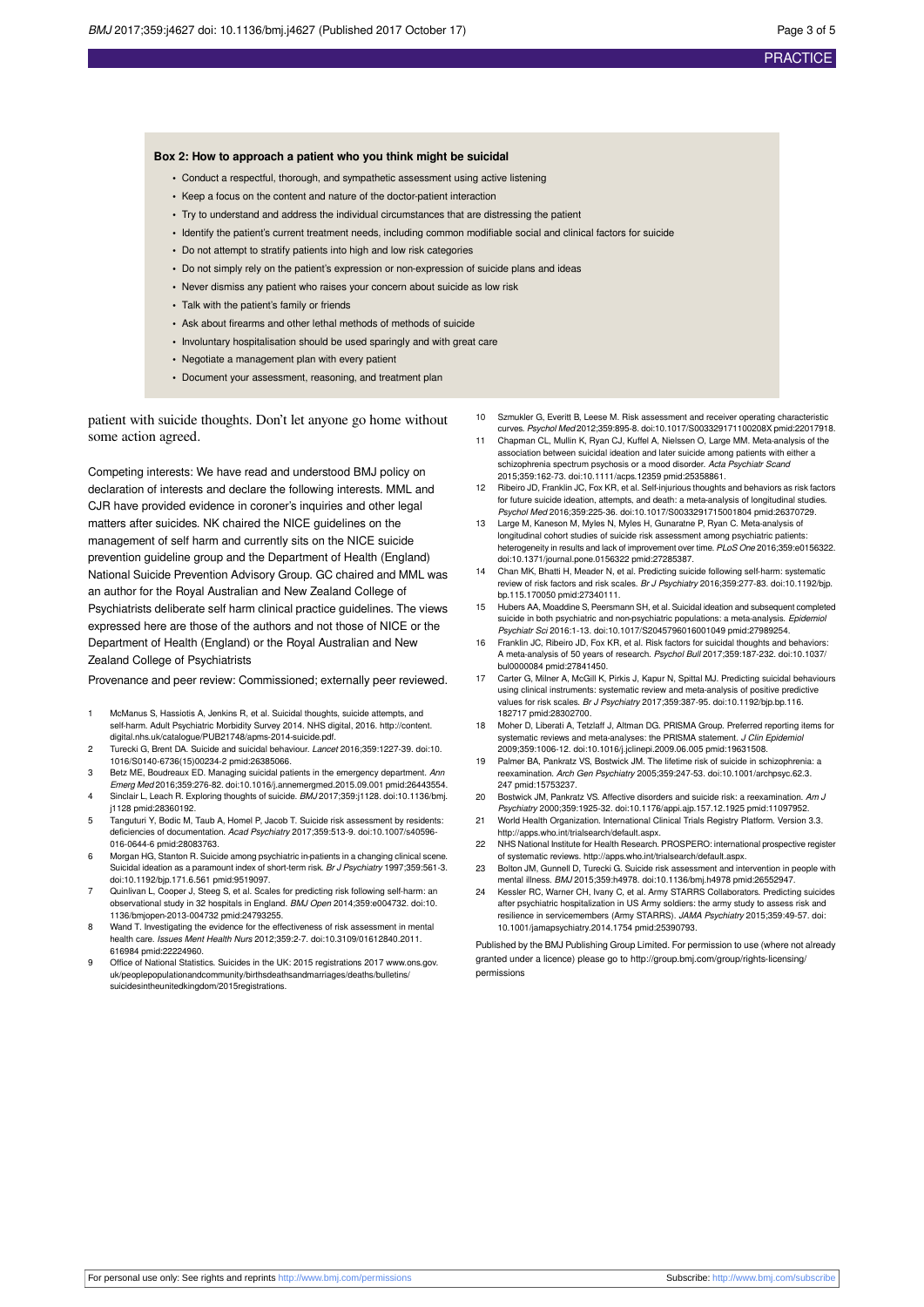**Box 2: How to approach a patient who you think might be suicidal**

- Conduct a respectful, thorough, and sympathetic assessment using active listening
- Keep a focus on the content and nature of the doctor-patient interaction
- Try to understand and address the individual circumstances that are distressing the patient
- Identify the patient's current treatment needs, including common modifiable social and clinical factors for suicide
- Do not attempt to stratify patients into high and low risk categories
- Do not simply rely on the patient's expression or non-expression of suicide plans and ideas
- Never dismiss any patient who raises your concern about suicide as low risk
- Talk with the patient's family or friends
- Ask about firearms and other lethal methods of methods of suicide
- Involuntary hospitalisation should be used sparingly and with great care
- Negotiate a management plan with every patient
- Document your assessment, reasoning, and treatment plan

patient with suicide thoughts. Don't let anyone go home without some action agreed.

Competing interests: We have read and understood BMJ policy on declaration of interests and declare the following interests. MML and CJR have provided evidence in coroner's inquiries and other legal matters after suicides. NK chaired the NICE guidelines on the management of self harm and currently sits on the NICE suicide prevention guideline group and the Department of Health (England) National Suicide Prevention Advisory Group. GC chaired and MML was an author for the Royal Australian and New Zealand College of Psychiatrists deliberate self harm clinical practice guidelines. The views expressed here are those of the authors and not those of NICE or the Department of Health (England) or the Royal Australian and New Zealand College of Psychiatrists

Provenance and peer review: Commissioned; externally peer reviewed.

1. McManus S, Hassiotis A, Jenkins R, et al. Suicidal thoughts, suicide attempts, and self-harm. Adult Psychiatric Morbidity Survey 2014. NHS digital, 2016. http://content.digital.nhs.uk/catalogue/PUB21748/apms-2014-suicide.pdf.
2. Turecki G, Brent DA. Suicide and suicidal behaviour. *Lancet* 2016;359:1227-39. doi:10.1016/S0140-6736(15)00234-2 pmid:26385066.
3. Betz ME, Boudreaux ED. Managing suicidal patients in the emergency department. *Ann Emerg Med* 2016;359:276-82. doi:10.1016/j.annemergmed.2015.09.001 pmid:26443554.
4. Sinclair L, Leach R. Exploring thoughts of suicide. *BMJ* 2017;359:j1128. doi:10.1136/bmj.j1128 pmid:28360192.
5. Tanguturi Y, Bodic M, Taub A, Homel P, Jacob T. Suicide risk assessment by residents: deficiencies of documentation. *Acad Psychiatry* 2017;359:513-9. doi:10.1007/s40596-016-0644-6 pmid:28083763.
6. Morgan HG, Stanton R. Suicide among psychiatric in-patients in a changing clinical scene. Suicidal ideation as a paramount index of short-term risk. *Br J Psychiatry* 1997;359:561-3. doi:10.1192/bjp.171.6.561 pmid:9519097.
7. Quinlivan L, Cooper J, Steeg S, et al. Scales for predicting risk following self-harm: an observational study in 32 hospitals in England. *BMJ Open* 2014;359:e004732. doi:10.1136/bmjopen-2013-004732 pmid:24793255.
8. Wand T. Investigating the evidence for the effectiveness of risk assessment in mental health care. *Issues Ment Health Nurs* 2012;359:2-7. doi:10.3109/01612840.2011.616984 pmid:22224960.
9. Office of National Statistics. Suicides in the UK: 2015 registrations 2017 www.ons.gov.uk/peoplepopulationandcommunity/birthsdeathsandmarriages/deaths/bulletins/suicidesintheunitedkingdom/2015registrations.
10. Szmukler G, Everitt B, Leese M. Risk assessment and receiver operating characteristic curves. *Psychol Med* 2012;359:895-8. doi:10.1017/S003329171100208X pmid:22017918.
11. Chapman CL, Mullin K, Ryan CJ, Kuffel A, Nielssen O, Large MM. Meta-analysis of the association between suicidal ideation and later suicide among patients with either a schizophrenia spectrum psychosis or a mood disorder. *Acta Psychiatr Scand* 2015;359:162-73. doi:10.1111/acps.12359 pmid:25358861.
12. Ribeiro JD, Franklin JC, Fox KR, et al. Self-injurious thoughts and behaviors as risk factors for future suicide ideation, attempts, and death: a meta-analysis of longitudinal studies. *Psychol Med* 2016;359:225-36. doi:10.1017/S0033291715001804 pmid:26370729.
13. Large M, Kaneson M, Myles N, Myles H, Gunaratne P, Ryan C. Meta-analysis of longitudinal cohort studies of suicide risk assessment among psychiatric patients: heterogeneity in results and lack of improvement over time. *PLoS One* 2016;359:e0156322. doi:10.1371/journal.pone.0156322 pmid:27285387.
14. Chan MK, Bhatti H, Meader N, et al. Predicting suicide following self-harm: systematic review of risk factors and risk scales. *Br J Psychiatry* 2016;359:277-83. doi:10.1192/bjp.bp.115.170050 pmid:27340111.
15. Hubers AA, Moaddine S, Peersmann SH, et al. Suicidal ideation and subsequent completed suicide in both psychiatric and non-psychiatric populations: a meta-analysis. *Epidemiol Psychiatr Sci* 2016:1-13. doi:10.1017/S2045796016001049 pmid:27989254.
16. Franklin JC, Ribeiro JD, Fox KR, et al. Risk factors for suicidal thoughts and behaviors: A meta-analysis of 50 years of research. *Psychol Bull* 2017;359:187-232. doi:10.1037/bul0000084 pmid:27841450.
17. Carter G, Milner A, McGill K, Pirkis J, Kapur N, Spittal MJ. Predicting suicidal behaviours using clinical instruments: systematic review and meta-analysis of positive predictive values for risk scales. *Br J Psychiatry* 2017;359:387-95. doi:10.1192/bjp.bp.116.182717 pmid:28302700.
18. Moher D, Liberati A, Tetzlaff J, Altman DG. PRISMA Group. Preferred reporting items for systematic reviews and meta-analyses: the PRISMA statement. *J Clin Epidemiol* 2009;359:1006-12. doi:10.1016/j.jclinepi.2009.06.005 pmid:19631508.
19. Palmer BA, Pankratz VS, Bostwick JM. The lifetime risk of suicide in schizophrenia: a reexamination. *Arch Gen Psychiatry* 2005;359:247-53. doi:10.1001/archpsyc.62.3.247 pmid:15753237.
20. Bostwick JM, Pankratz VS. Affective disorders and suicide risk: a reexamination. *Am J Psychiatry* 2000;359:1925-32. doi:10.1176/appi.ajp.157.12.1925 pmid:11097952.
21. World Health Organization. International Clinical Trials Registry Platform. Version 3.3. http://apps.who.int/trialsearch/default.aspx.
22. NHS National Institute for Health Research. PROSPERO: international prospective register of systematic reviews. http://apps.who.int/trialsearch/default.aspx.
23. Bolton JM, Gunnell D, Turecki G. Suicide risk assessment and intervention in people with mental illness. *BMJ* 2015;359:h4978. doi:10.1136/bmj.h4978 pmid:26552947.
24. Kessler RC, Warner CH, Ivany C, et al. Army STARRS Collaborators. Predicting suicides after psychiatric hospitalization in US Army soldiers: the army study to assess risk and resilience in servicemembers (Army STARRS). *JAMA Psychiatry* 2015;359:49-57. doi:10.1001/jamapsychiatry.2014.1754 pmid:25390793.

Published by the BMJ Publishing Group Limited. For permission to use (where not already granted under a licence) please go to http://group.bmj.com/group/rights-licensing/permissions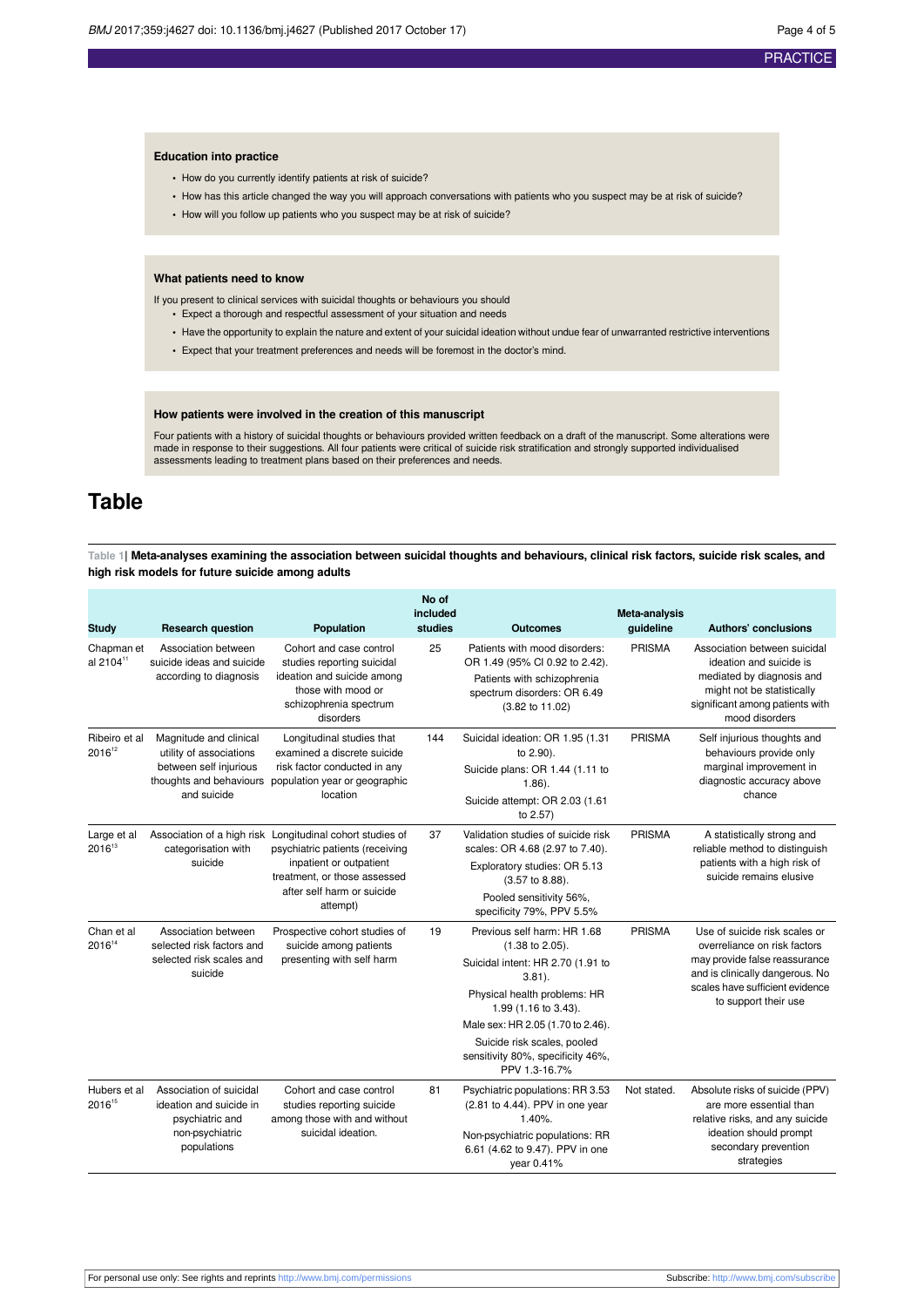### Education into practice

- How do you currently identify patients at risk of suicide?
- How has this article changed the way you will approach conversations with patients who you suspect may be at risk of suicide?
- How will you follow up patients who you suspect may be at risk of suicide?

### What patients need to know

If you present to clinical services with suicidal thoughts or behaviours you should

- Expect a thorough and respectful assessment of your situation and needs
- Have the opportunity to explain the nature and extent of your suicidal ideation without undue fear of unwarranted restrictive interventions
- Expect that your treatment preferences and needs will be foremost in the doctor's mind.

### How patients were involved in the creation of this manuscript

Four patients with a history of suicidal thoughts or behaviours provided written feedback on a draft of the manuscript. Some alterations were made in response to their suggestions. All four patients were critical of suicide risk stratification and strongly supported individualised assessments leading to treatment plans based on their preferences and needs.

# Table

**Table 1| Meta-analyses examining the association between suicidal thoughts and behaviours, clinical risk factors, suicide risk scales, and high risk models for future suicide among adults**

| Study | Research question | Population | No of included studies | Outcomes | Meta-analysis guideline | Authors' conclusions |
|---|---|---|---|---|---|---|
| Chapman et al 2104[11] | Association between suicide ideas and suicide according to diagnosis | Cohort and case control studies reporting suicidal ideation and suicide among those with mood or schizophrenia spectrum disorders | 25 | Patients with mood disorders: OR 1.49 (95% CI 0.92 to 2.42). Patients with schizophrenia spectrum disorders: OR 6.49 (3.82 to 11.02) | PRISMA | Association between suicidal ideation and suicide is mediated by diagnosis and might not be statistically significant among patients with mood disorders |
| Ribeiro et al 2016[12] | Magnitude and clinical utility of associations between self injurious thoughts and behaviours and suicide | Longitudinal studies that examined a discrete suicide risk factor conducted in any population year or geographic location | 144 | Suicidal ideation: OR 1.95 (1.31 to 2.90). Suicide plans: OR 1.44 (1.11 to 1.86). Suicide attempt: OR 2.03 (1.61 to 2.57) | PRISMA | Self injurious thoughts and behaviours provide only marginal improvement in diagnostic accuracy above chance |
| Large et al 2016[13] | Association of a high risk categorisation with suicide | Longitudinal cohort studies of psychiatric patients (receiving inpatient or outpatient treatment, or those assessed after self harm or suicide attempt) | 37 | Validation studies of suicide risk scales: OR 4.68 (2.97 to 7.40). Exploratory studies: OR 5.13 (3.57 to 8.88). Pooled sensitivity 56%, specificity 79%, PPV 5.5% | PRISMA | A statistically strong and reliable method to distinguish patients with a high risk of suicide remains elusive |
| Chan et al 2016[14] | Association between selected risk factors and selected risk scales and suicide | Prospective cohort studies of suicide among patients presenting with self harm | 19 | Previous self harm: HR 1.68 (1.38 to 2.05). Suicidal intent: HR 2.70 (1.91 to 3.81). Physical health problems: HR 1.99 (1.16 to 3.43). Male sex: HR 2.05 (1.70 to 2.46). Suicide risk scales, pooled sensitivity 80%, specificity 46%, PPV 1.3-16.7% | PRISMA | Use of suicide risk scales or overreliance on risk factors may provide false reassurance and is clinically dangerous. No scales have sufficient evidence to support their use |
| Hubers et al 2016[15] | Association of suicidal ideation and suicide in psychiatric and non-psychiatric populations | Cohort and case control studies reporting suicide among those with and without suicidal ideation. | 81 | Psychiatric populations: RR 3.53 (2.81 to 4.44). PPV in one year 1.40%. Non-psychiatric populations: RR 6.61 (4.62 to 9.47). PPV in one year 0.41% | Not stated. | Absolute risks of suicide (PPV) are more essential than relative risks, and any suicide ideation should prompt secondary prevention strategies |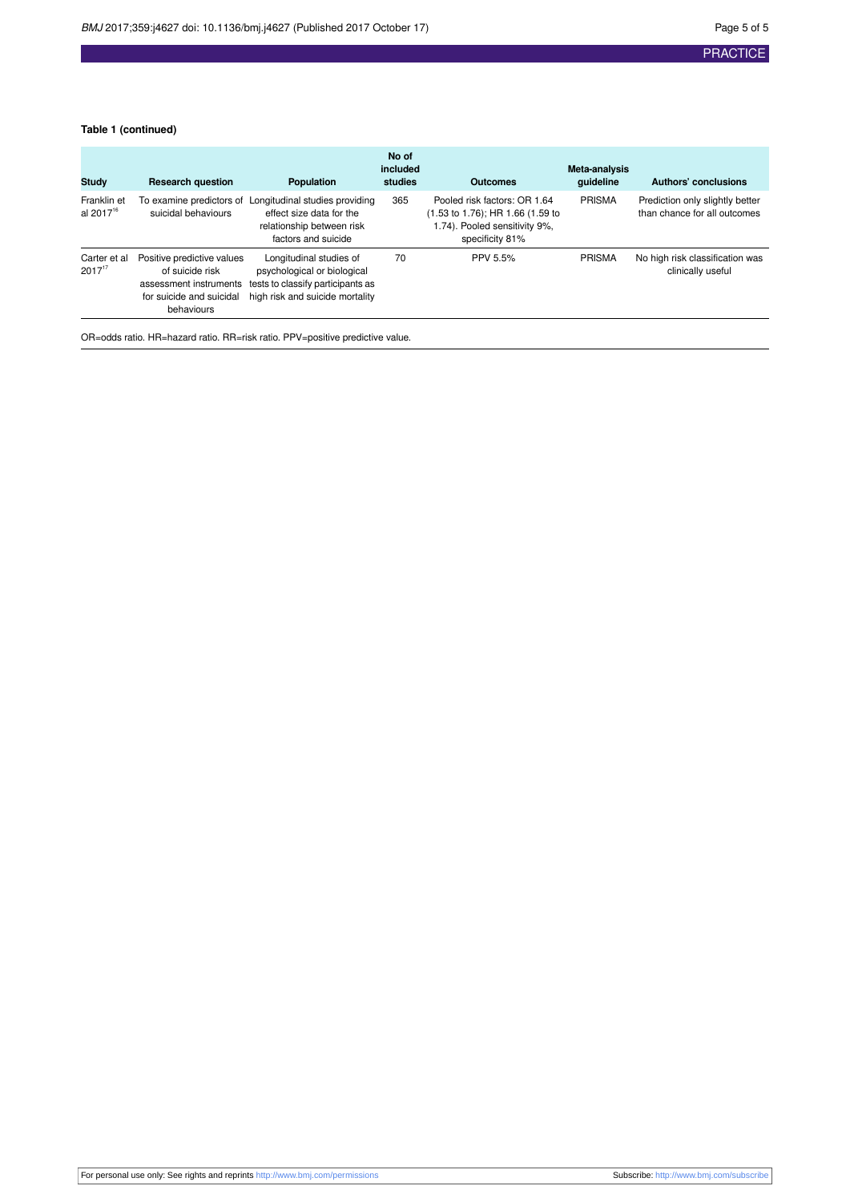**Table 1 (continued)**

| Study | Research question | Population | No of included studies | Outcomes | Meta-analysis guideline | Authors' conclusions |
|---|---|---|---|---|---|---|
| Franklin et al 2017[16] | To examine predictors of suicidal behaviours | Longitudinal studies providing effect size data for the relationship between risk factors and suicide | 365 | Pooled risk factors: OR 1.64 (1.53 to 1.76); HR 1.66 (1.59 to 1.74). Pooled sensitivity 9%, specificity 81% | PRISMA | Prediction only slightly better than chance for all outcomes |
| Carter et al 2017[17] | Positive predictive values of suicide risk assessment instruments for suicide and suicidal behaviours | Longitudinal studies of psychological or biological tests to classify participants as high risk and suicide mortality | 70 | PPV 5.5% | PRISMA | No high risk classification was clinically useful |

OR=odds ratio. HR=hazard ratio. RR=risk ratio. PPV=positive predictive value.